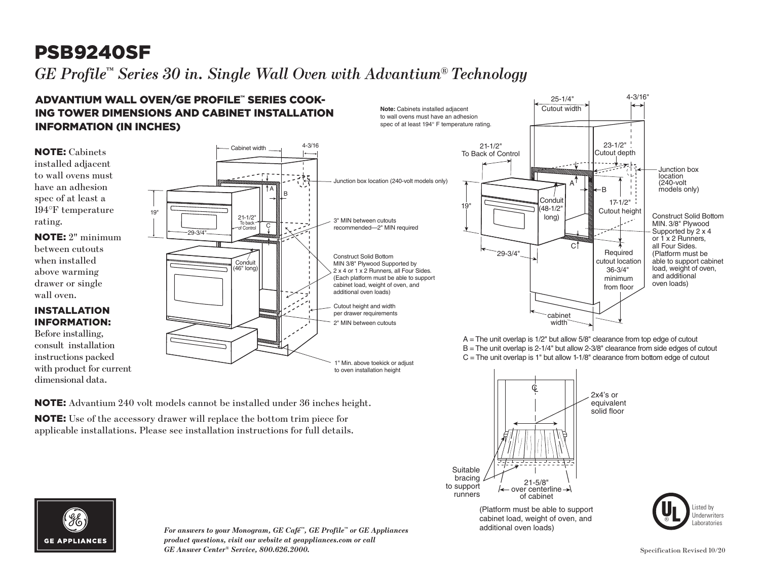# PSB9240SF

*GE Profile™ Series 30 in. Single Wall Oven with Advantium® Technology*

## ADVANTIUM WALL OVEN/GE PROFILE™ SERIES COOKING TOWER DIMENSIONS AND CABINET INSTALLATION INFORMATION (IN INCHES)

**NOTE:** Cabinets installed adjacent to wall ovens must have an adhesion spec of at least a 194°F temperature rating.

**NOTE:** 2" minimum between cutouts when installed above warming drawer or single wall oven.

**INSTALLATION INFORMATION:**
Before installing, consult installation instructions packed with product for current dimensional data.

Cabinet width
4-3/16
Junction box location (240-volt models only)
19"
21-1/2" To back of Control
29-3/4"
3" MIN between cutouts recommended—2" MIN required
Conduit (46" long)
Construct Solid Bottom MIN 3/8" Plywood Supported by 2 x 4 or 1 x 2 Runners, all Four Sides. (Each platform must be able to support cabinet load, weight of oven, and additional oven loads)
Cutout height and width per drawer requirements
2" MIN between cutouts
1" Min. above toekick or adjust to oven installation height

**Note:** Cabinets installed adjacent to wall ovens must have an adhesion spec of at least 194° F temperature rating.

25-1/4" Cutout width
4-3/16"
21-1/2" To Back of Control
23-1/2" Cutout depth
Junction box location (240-volt models only)
19"
Conduit (48-1/2" long)
17-1/2" Cutout height
Construct Solid Bottom MIN. 3/8" Plywood Supported by 2 x 4 or 1 x 2 Runners, all Four Sides. (Platform must be able to support cabinet load, weight of oven, and additional oven loads)
29-3/4"
Required cutout location 36-3/4" minimum from floor
cabinet width

A = The unit overlap is 1/2" but allow 5/8" clearance from top edge of cutout
B = The unit overlap is 2-1/4" but allow 2-3/8" clearance from side edges of cutout
C = The unit overlap is 1" but allow 1-1/8" clearance from bottom edge of cutout

2x4's or equivalent solid floor
Suitable bracing to support runners
21-5/8" over centerline of cabinet

(Platform must be able to support cabinet load, weight of oven, and additional oven loads)

**NOTE:** Advantium 240 volt models cannot be installed under 36 inches height.

**NOTE:** Use of the accessory drawer will replace the bottom trim piece for applicable installations. Please see installation instructions for full details.

GE APPLIANCES

*For answers to your Monogram, GE Café™, GE Profile™ or GE Appliances product questions, visit our website at geappliances.com or call GE Answer Center® Service, 800.626.2000.*

Listed by Underwriters Laboratories

Specification Revised 10/20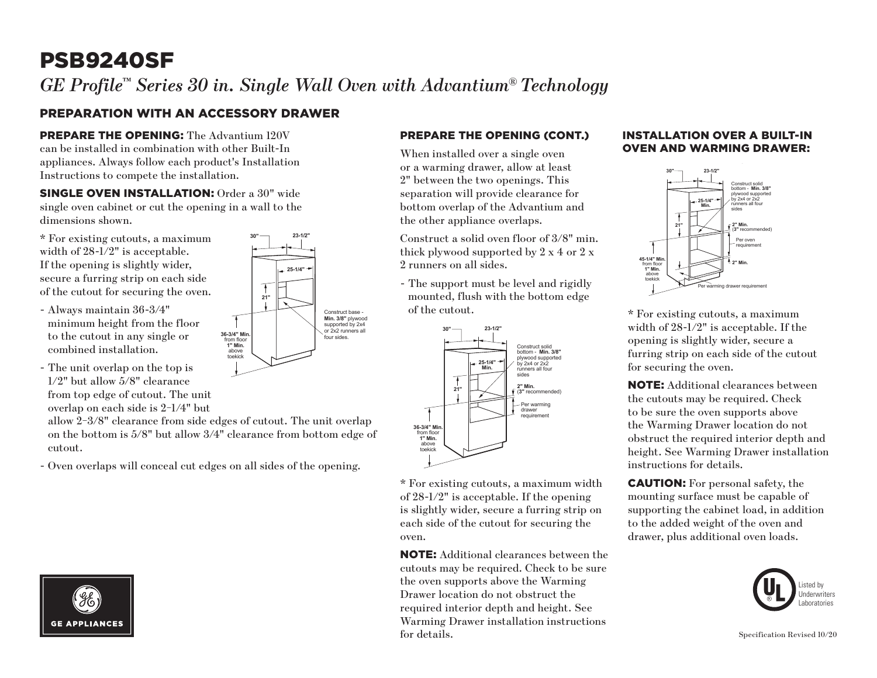# PSB9240SF

*GE Profile™ Series 30 in. Single Wall Oven with Advantium® Technology*

## PREPARATION WITH AN ACCESSORY DRAWER

**PREPARE THE OPENING:** The Advantium 120V can be installed in combination with other Built-In appliances. Always follow each product's Installation Instructions to compete the installation.

**SINGLE OVEN INSTALLATION:** Order a 30" wide single oven cabinet or cut the opening in a wall to the dimensions shown.

* For existing cutouts, a maximum width of 28-1/2" is acceptable. If the opening is slightly wider, secure a furring strip on each side of the cutout for securing the oven.

- Always maintain 36-3/4" minimum height from the floor to the cutout in any single or combined installation.
- The unit overlap on the top is 1/2" but allow 5/8" clearance from top edge of cutout. The unit overlap on each side is 2-1/4" but allow 2-3/8" clearance from side edges of cutout. The unit overlap on the bottom is 5/8" but allow 3/4" clearance from bottom edge of cutout.
- Oven overlaps will conceal cut edges on all sides of the opening.

30" | 23-1/2" | 25-1/4" | 21" | 36-3/4" Min. from floor 1" Min. above toekick | Construct base - **Min. 3/8"** plywood supported by 2x4 or 2x2 runners all four sides.

### PREPARE THE OPENING (CONT.)

When installed over a single oven or a warming drawer, allow at least 2" between the two openings. This separation will provide clearance for bottom overlap of the Advantium and the other appliance overlaps.

Construct a solid oven floor of 3/8" min. thick plywood supported by 2 x 4 or 2 x 2 runners on all sides.

- The support must be level and rigidly mounted, flush with the bottom edge of the cutout.

30" | 23-1/2" | 25-1/4" Min. | 21" | 36-3/4" Min. from floor 1" Min. above toekick | Construct solid bottom - **Min. 3/8"** plywood supported by 2x4 or 2x2 runners all four sides | **2" Min.** (**3"** recommended) | Per warming drawer requirement

* For existing cutouts, a maximum width of 28-1/2" is acceptable. If the opening is slightly wider, secure a furring strip on each side of the cutout for securing the oven.

**NOTE:** Additional clearances between the cutouts may be required. Check to be sure the oven supports above the Warming Drawer location do not obstruct the required interior depth and height. See Warming Drawer installation instructions for details.

### INSTALLATION OVER A BUILT-IN OVEN AND WARMING DRAWER:

30" | 23-1/2" | 25-1/4" Min. | 21" | 45-1/4" Min. from floor 1" Min. above toekick | Construct solid bottom - **Min. 3/8"** plywood supported by 2x4 or 2x2 runners all four sides | **2" Min.** (**3"** recommended) | Per oven requirement | **2" Min.** | Per warming drawer requirement

* For existing cutouts, a maximum width of 28-1/2" is acceptable. If the opening is slightly wider, secure a furring strip on each side of the cutout for securing the oven.

**NOTE:** Additional clearances between the cutouts may be required. Check to be sure the oven supports above the Warming Drawer location do not obstruct the required interior depth and height. See Warming Drawer installation instructions for details.

**CAUTION:** For personal safety, the mounting surface must be capable of supporting the cabinet load, in addition to the added weight of the oven and drawer, plus additional oven loads.

GE APPLIANCES

Listed by Underwriters Laboratories

Specification Revised 10/20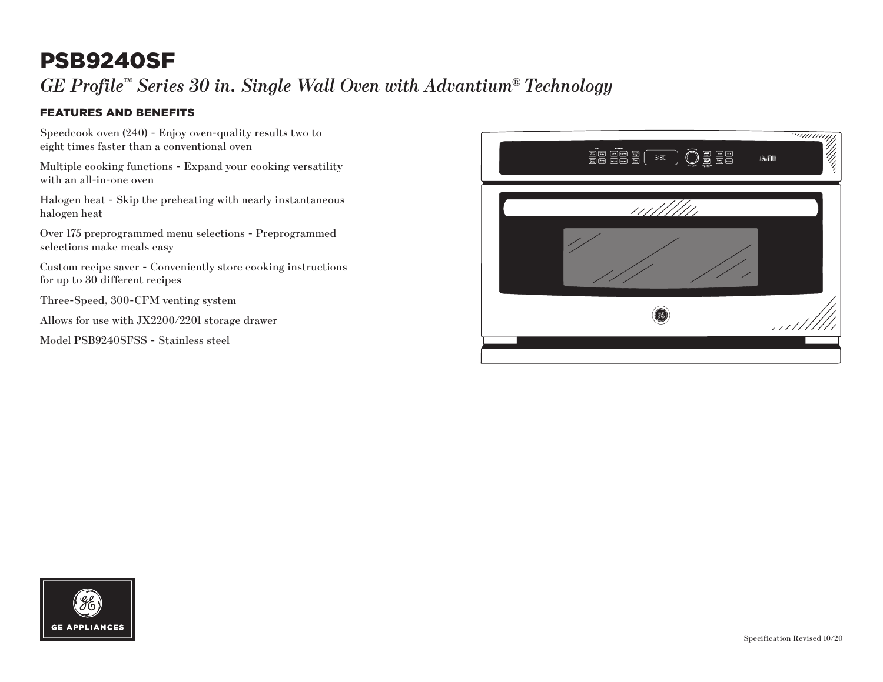# PSB9240SF

## *GE Profile™ Series 30 in. Single Wall Oven with Advantium® Technology*

### FEATURES AND BENEFITS

Speedcook oven (240) - Enjoy oven-quality results two to eight times faster than a conventional oven

Multiple cooking functions - Expand your cooking versatility with an all-in-one oven

Halogen heat - Skip the preheating with nearly instantaneous halogen heat

Over 175 preprogrammed menu selections - Preprogrammed selections make meals easy

Custom recipe saver - Conveniently store cooking instructions for up to 30 different recipes

Three-Speed, 300-CFM venting system

Allows for use with JX2200/2201 storage drawer

Model PSB9240SFSS - Stainless steel

GE APPLIANCES

Specification Revised 10/20